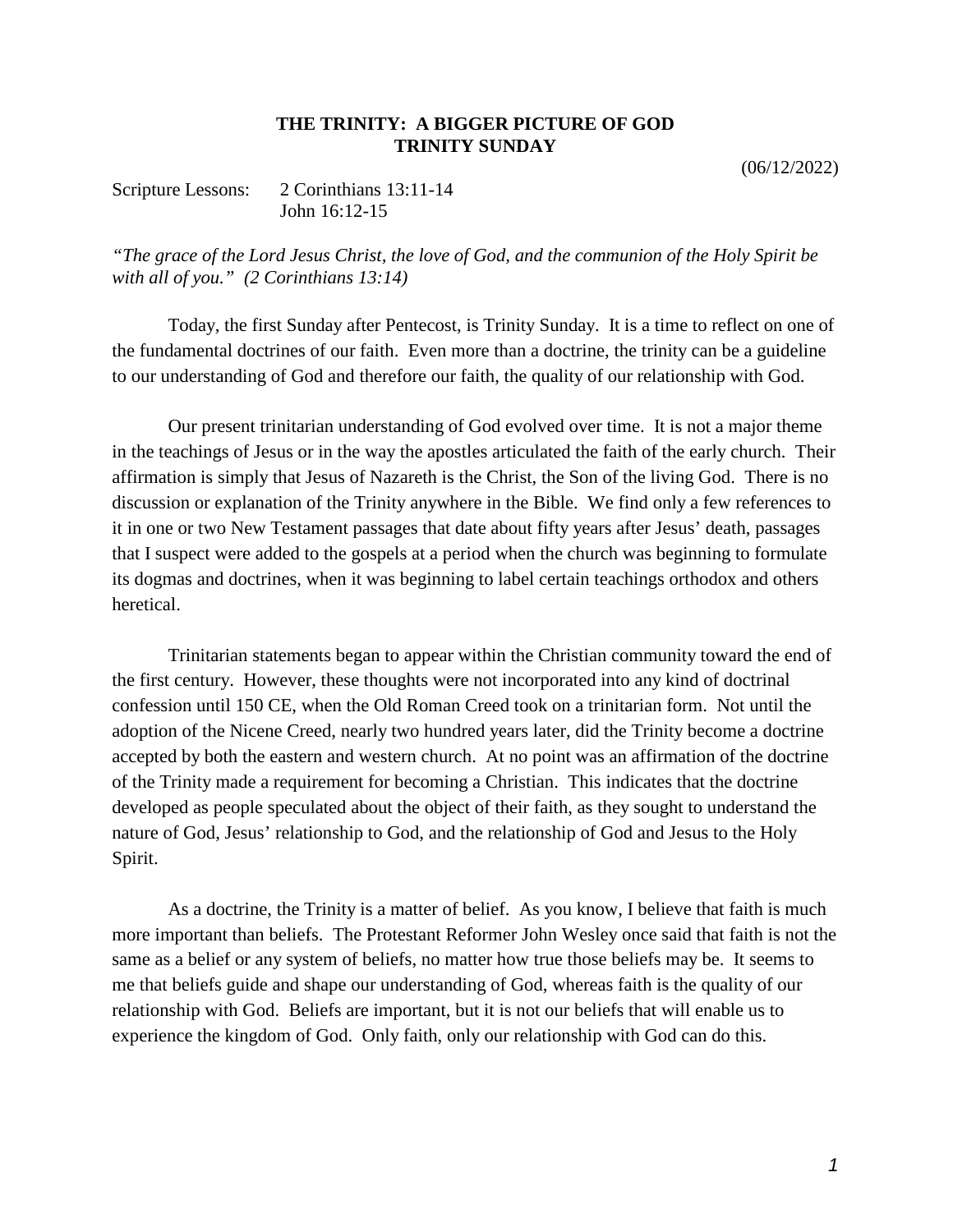# THE TRINITY: A BIGGER PICTURE OF GOD
## TRINITY SUNDAY

(06/12/2022)

Scripture Lessons: 2 Corinthians 13:11-14
John 16:12-15

*"The grace of the Lord Jesus Christ, the love of God, and the communion of the Holy Spirit be with all of you." (2 Corinthians 13:14)*

Today, the first Sunday after Pentecost, is Trinity Sunday. It is a time to reflect on one of the fundamental doctrines of our faith. Even more than a doctrine, the trinity can be a guideline to our understanding of God and therefore our faith, the quality of our relationship with God.

Our present trinitarian understanding of God evolved over time. It is not a major theme in the teachings of Jesus or in the way the apostles articulated the faith of the early church. Their affirmation is simply that Jesus of Nazareth is the Christ, the Son of the living God. There is no discussion or explanation of the Trinity anywhere in the Bible. We find only a few references to it in one or two New Testament passages that date about fifty years after Jesus' death, passages that I suspect were added to the gospels at a period when the church was beginning to formulate its dogmas and doctrines, when it was beginning to label certain teachings orthodox and others heretical.

Trinitarian statements began to appear within the Christian community toward the end of the first century. However, these thoughts were not incorporated into any kind of doctrinal confession until 150 CE, when the Old Roman Creed took on a trinitarian form. Not until the adoption of the Nicene Creed, nearly two hundred years later, did the Trinity become a doctrine accepted by both the eastern and western church. At no point was an affirmation of the doctrine of the Trinity made a requirement for becoming a Christian. This indicates that the doctrine developed as people speculated about the object of their faith, as they sought to understand the nature of God, Jesus' relationship to God, and the relationship of God and Jesus to the Holy Spirit.

As a doctrine, the Trinity is a matter of belief. As you know, I believe that faith is much more important than beliefs. The Protestant Reformer John Wesley once said that faith is not the same as a belief or any system of beliefs, no matter how true those beliefs may be. It seems to me that beliefs guide and shape our understanding of God, whereas faith is the quality of our relationship with God. Beliefs are important, but it is not our beliefs that will enable us to experience the kingdom of God. Only faith, only our relationship with God can do this.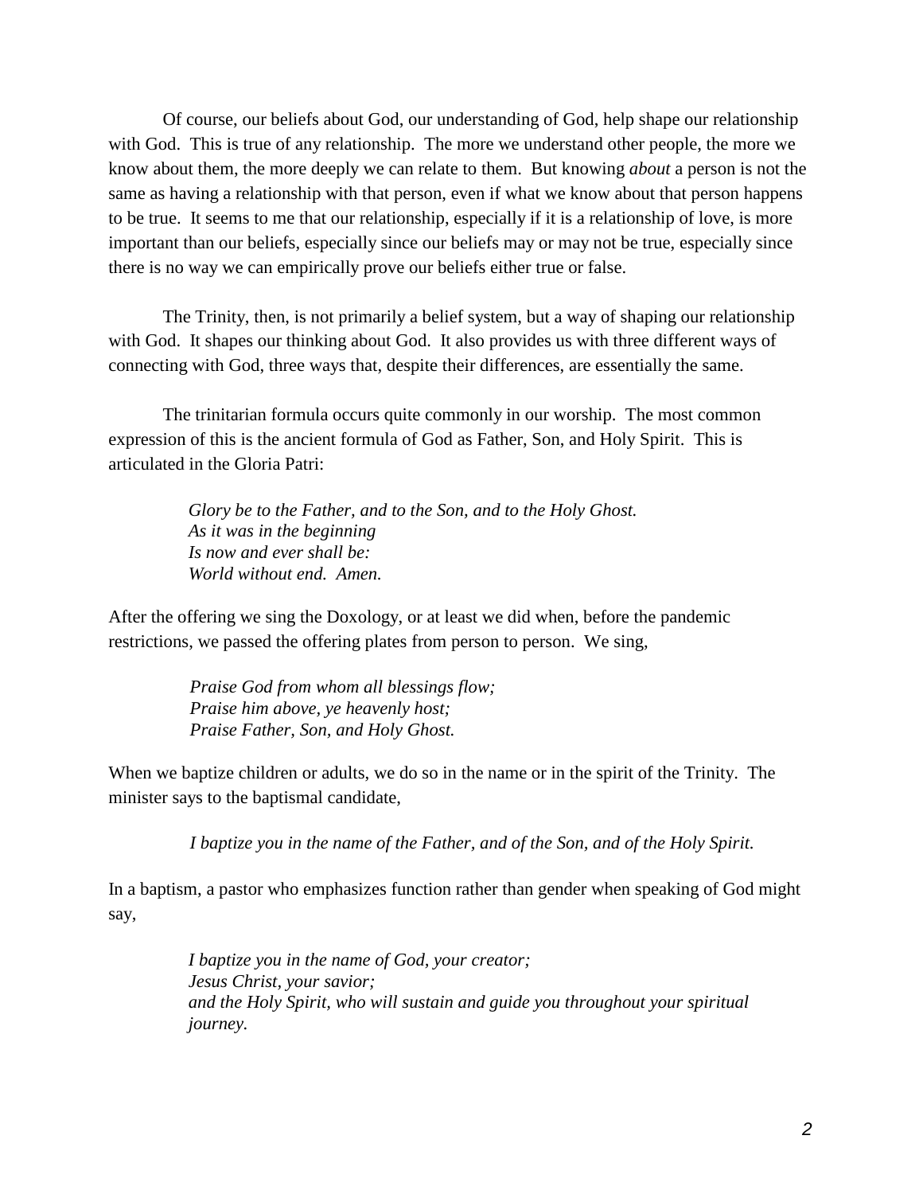Of course, our beliefs about God, our understanding of God, help shape our relationship with God. This is true of any relationship. The more we understand other people, the more we know about them, the more deeply we can relate to them. But knowing *about* a person is not the same as having a relationship with that person, even if what we know about that person happens to be true. It seems to me that our relationship, especially if it is a relationship of love, is more important than our beliefs, especially since our beliefs may or may not be true, especially since there is no way we can empirically prove our beliefs either true or false.

The Trinity, then, is not primarily a belief system, but a way of shaping our relationship with God. It shapes our thinking about God. It also provides us with three different ways of connecting with God, three ways that, despite their differences, are essentially the same.

The trinitarian formula occurs quite commonly in our worship. The most common expression of this is the ancient formula of God as Father, Son, and Holy Spirit. This is articulated in the Gloria Patri:

> *Glory be to the Father, and to the Son, and to the Holy Ghost.*
> *As it was in the beginning*
> *Is now and ever shall be:*
> *World without end. Amen.*

After the offering we sing the Doxology, or at least we did when, before the pandemic restrictions, we passed the offering plates from person to person. We sing,

> *Praise God from whom all blessings flow;*
> *Praise him above, ye heavenly host;*
> *Praise Father, Son, and Holy Ghost.*

When we baptize children or adults, we do so in the name or in the spirit of the Trinity. The minister says to the baptismal candidate,

> *I baptize you in the name of the Father, and of the Son, and of the Holy Spirit.*

In a baptism, a pastor who emphasizes function rather than gender when speaking of God might say,

> *I baptize you in the name of God, your creator;*
> *Jesus Christ, your savior;*
> *and the Holy Spirit, who will sustain and guide you throughout your spiritual journey.*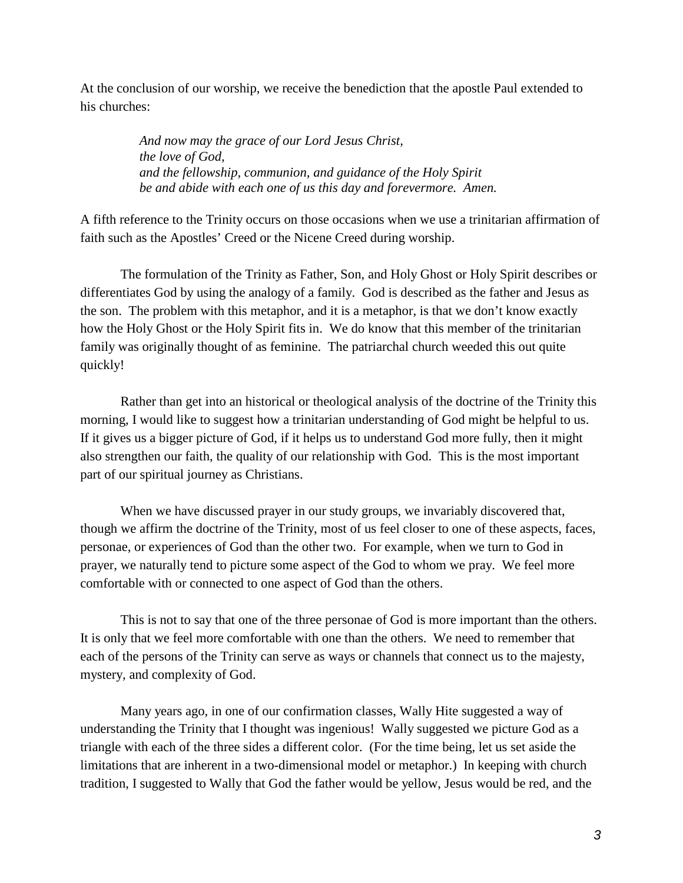At the conclusion of our worship, we receive the benediction that the apostle Paul extended to his churches:

> *And now may the grace of our Lord Jesus Christ,*
> *the love of God,*
> *and the fellowship, communion, and guidance of the Holy Spirit*
> *be and abide with each one of us this day and forevermore. Amen.*

A fifth reference to the Trinity occurs on those occasions when we use a trinitarian affirmation of faith such as the Apostles' Creed or the Nicene Creed during worship.

The formulation of the Trinity as Father, Son, and Holy Ghost or Holy Spirit describes or differentiates God by using the analogy of a family. God is described as the father and Jesus as the son. The problem with this metaphor, and it is a metaphor, is that we don't know exactly how the Holy Ghost or the Holy Spirit fits in. We do know that this member of the trinitarian family was originally thought of as feminine. The patriarchal church weeded this out quite quickly!

Rather than get into an historical or theological analysis of the doctrine of the Trinity this morning, I would like to suggest how a trinitarian understanding of God might be helpful to us. If it gives us a bigger picture of God, if it helps us to understand God more fully, then it might also strengthen our faith, the quality of our relationship with God. This is the most important part of our spiritual journey as Christians.

When we have discussed prayer in our study groups, we invariably discovered that, though we affirm the doctrine of the Trinity, most of us feel closer to one of these aspects, faces, personae, or experiences of God than the other two. For example, when we turn to God in prayer, we naturally tend to picture some aspect of the God to whom we pray. We feel more comfortable with or connected to one aspect of God than the others.

This is not to say that one of the three personae of God is more important than the others. It is only that we feel more comfortable with one than the others. We need to remember that each of the persons of the Trinity can serve as ways or channels that connect us to the majesty, mystery, and complexity of God.

Many years ago, in one of our confirmation classes, Wally Hite suggested a way of understanding the Trinity that I thought was ingenious! Wally suggested we picture God as a triangle with each of the three sides a different color. (For the time being, let us set aside the limitations that are inherent in a two-dimensional model or metaphor.) In keeping with church tradition, I suggested to Wally that God the father would be yellow, Jesus would be red, and the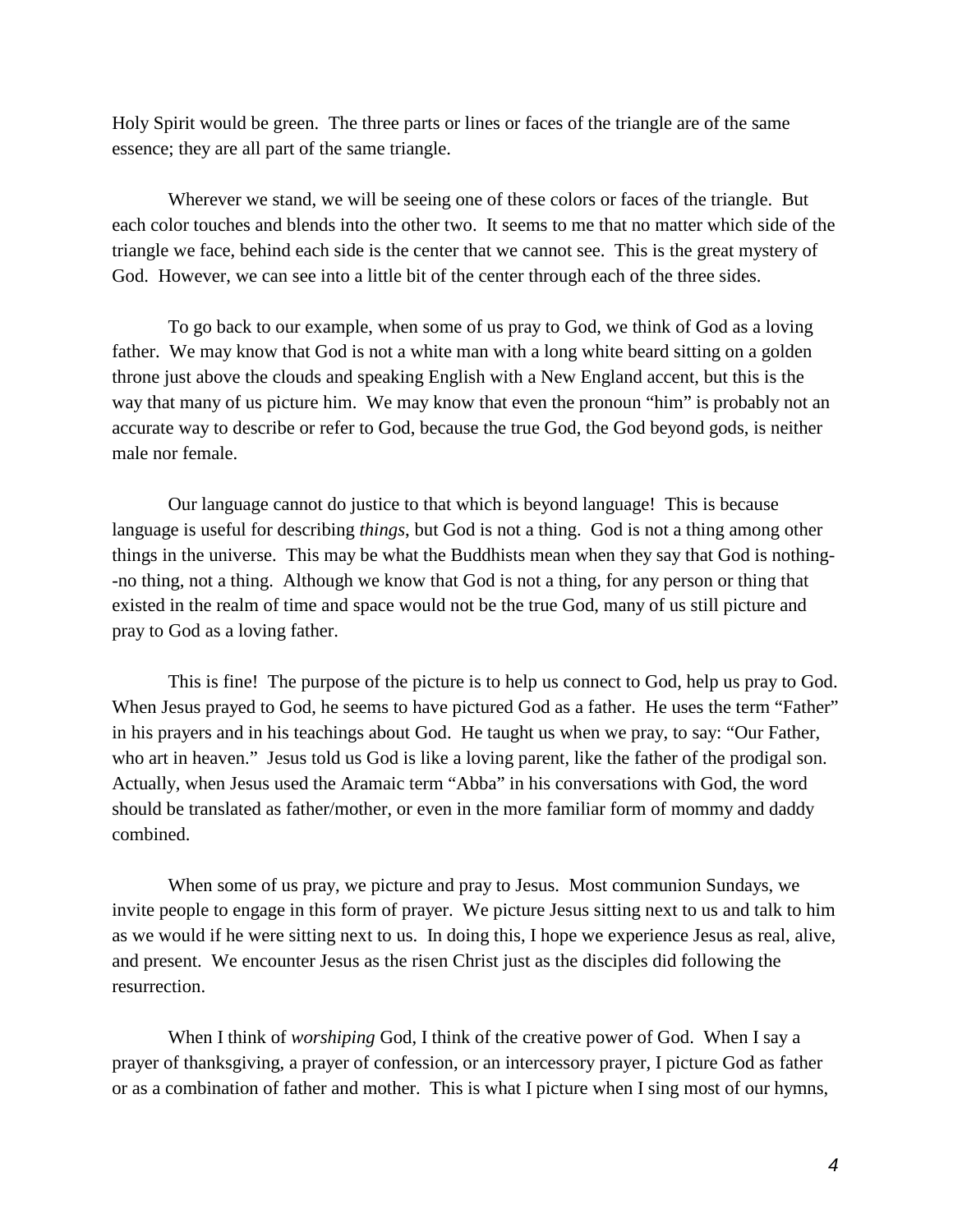Holy Spirit would be green. The three parts or lines or faces of the triangle are of the same essence; they are all part of the same triangle.

Wherever we stand, we will be seeing one of these colors or faces of the triangle. But each color touches and blends into the other two. It seems to me that no matter which side of the triangle we face, behind each side is the center that we cannot see. This is the great mystery of God. However, we can see into a little bit of the center through each of the three sides.

To go back to our example, when some of us pray to God, we think of God as a loving father. We may know that God is not a white man with a long white beard sitting on a golden throne just above the clouds and speaking English with a New England accent, but this is the way that many of us picture him. We may know that even the pronoun "him" is probably not an accurate way to describe or refer to God, because the true God, the God beyond gods, is neither male nor female.

Our language cannot do justice to that which is beyond language! This is because language is useful for describing *things*, but God is not a thing. God is not a thing among other things in the universe. This may be what the Buddhists mean when they say that God is nothing--no thing, not a thing. Although we know that God is not a thing, for any person or thing that existed in the realm of time and space would not be the true God, many of us still picture and pray to God as a loving father.

This is fine! The purpose of the picture is to help us connect to God, help us pray to God. When Jesus prayed to God, he seems to have pictured God as a father. He uses the term "Father" in his prayers and in his teachings about God. He taught us when we pray, to say: "Our Father, who art in heaven." Jesus told us God is like a loving parent, like the father of the prodigal son. Actually, when Jesus used the Aramaic term "Abba" in his conversations with God, the word should be translated as father/mother, or even in the more familiar form of mommy and daddy combined.

When some of us pray, we picture and pray to Jesus. Most communion Sundays, we invite people to engage in this form of prayer. We picture Jesus sitting next to us and talk to him as we would if he were sitting next to us. In doing this, I hope we experience Jesus as real, alive, and present. We encounter Jesus as the risen Christ just as the disciples did following the resurrection.

When I think of *worshiping* God, I think of the creative power of God. When I say a prayer of thanksgiving, a prayer of confession, or an intercessory prayer, I picture God as father or as a combination of father and mother. This is what I picture when I sing most of our hymns,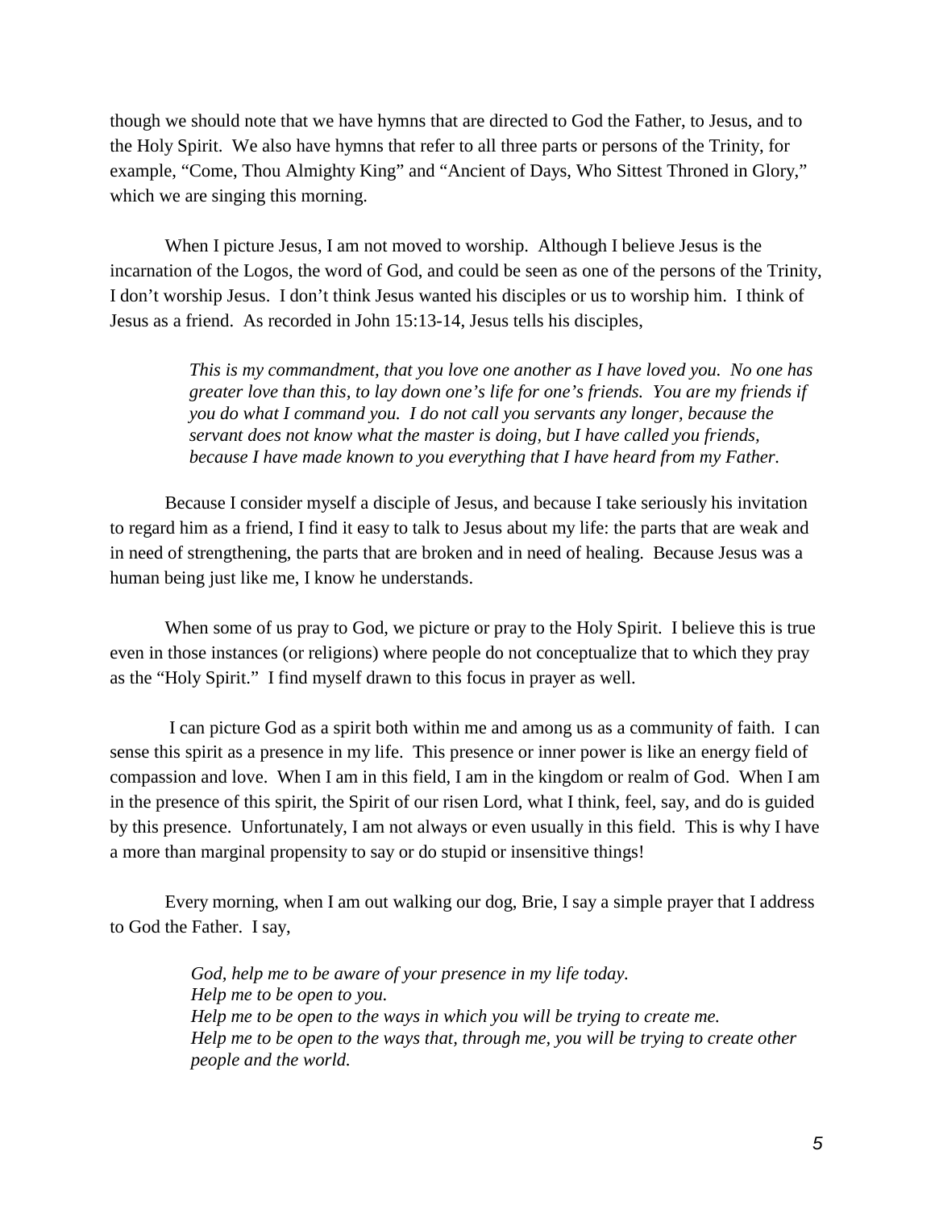though we should note that we have hymns that are directed to God the Father, to Jesus, and to the Holy Spirit. We also have hymns that refer to all three parts or persons of the Trinity, for example, "Come, Thou Almighty King" and "Ancient of Days, Who Sittest Throned in Glory," which we are singing this morning.

When I picture Jesus, I am not moved to worship. Although I believe Jesus is the incarnation of the Logos, the word of God, and could be seen as one of the persons of the Trinity, I don't worship Jesus. I don't think Jesus wanted his disciples or us to worship him. I think of Jesus as a friend. As recorded in John 15:13-14, Jesus tells his disciples,

> *This is my commandment, that you love one another as I have loved you. No one has greater love than this, to lay down one's life for one's friends. You are my friends if you do what I command you. I do not call you servants any longer, because the servant does not know what the master is doing, but I have called you friends, because I have made known to you everything that I have heard from my Father.*

Because I consider myself a disciple of Jesus, and because I take seriously his invitation to regard him as a friend, I find it easy to talk to Jesus about my life: the parts that are weak and in need of strengthening, the parts that are broken and in need of healing. Because Jesus was a human being just like me, I know he understands.

When some of us pray to God, we picture or pray to the Holy Spirit. I believe this is true even in those instances (or religions) where people do not conceptualize that to which they pray as the "Holy Spirit." I find myself drawn to this focus in prayer as well.

I can picture God as a spirit both within me and among us as a community of faith. I can sense this spirit as a presence in my life. This presence or inner power is like an energy field of compassion and love. When I am in this field, I am in the kingdom or realm of God. When I am in the presence of this spirit, the Spirit of our risen Lord, what I think, feel, say, and do is guided by this presence. Unfortunately, I am not always or even usually in this field. This is why I have a more than marginal propensity to say or do stupid or insensitive things!

Every morning, when I am out walking our dog, Brie, I say a simple prayer that I address to God the Father. I say,

> *God, help me to be aware of your presence in my life today.*
> *Help me to be open to you.*
> *Help me to be open to the ways in which you will be trying to create me.*
> *Help me to be open to the ways that, through me, you will be trying to create other people and the world.*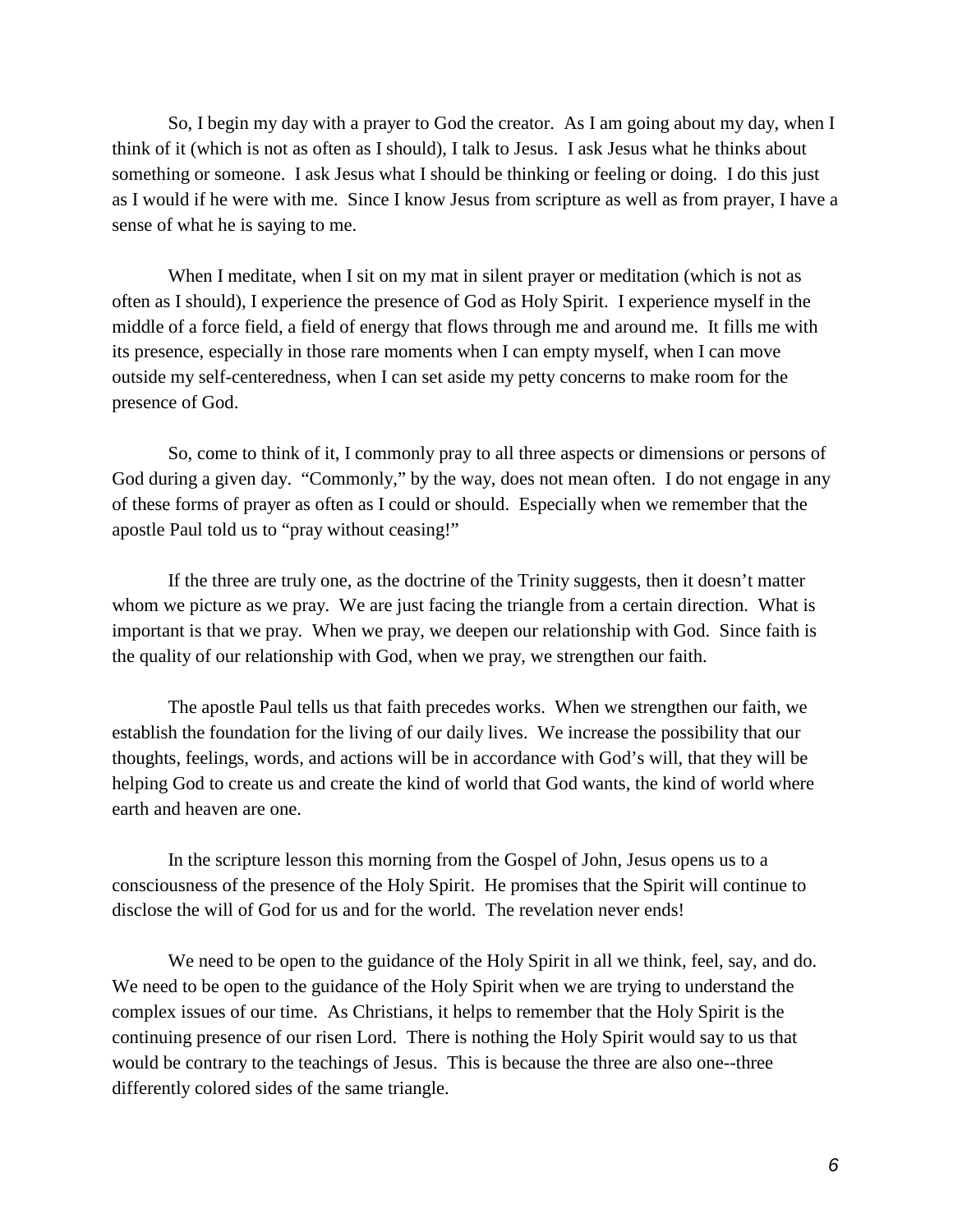So, I begin my day with a prayer to God the creator. As I am going about my day, when I think of it (which is not as often as I should), I talk to Jesus. I ask Jesus what he thinks about something or someone. I ask Jesus what I should be thinking or feeling or doing. I do this just as I would if he were with me. Since I know Jesus from scripture as well as from prayer, I have a sense of what he is saying to me.

When I meditate, when I sit on my mat in silent prayer or meditation (which is not as often as I should), I experience the presence of God as Holy Spirit. I experience myself in the middle of a force field, a field of energy that flows through me and around me. It fills me with its presence, especially in those rare moments when I can empty myself, when I can move outside my self-centeredness, when I can set aside my petty concerns to make room for the presence of God.

So, come to think of it, I commonly pray to all three aspects or dimensions or persons of God during a given day. "Commonly," by the way, does not mean often. I do not engage in any of these forms of prayer as often as I could or should. Especially when we remember that the apostle Paul told us to "pray without ceasing!"

If the three are truly one, as the doctrine of the Trinity suggests, then it doesn't matter whom we picture as we pray. We are just facing the triangle from a certain direction. What is important is that we pray. When we pray, we deepen our relationship with God. Since faith is the quality of our relationship with God, when we pray, we strengthen our faith.

The apostle Paul tells us that faith precedes works. When we strengthen our faith, we establish the foundation for the living of our daily lives. We increase the possibility that our thoughts, feelings, words, and actions will be in accordance with God's will, that they will be helping God to create us and create the kind of world that God wants, the kind of world where earth and heaven are one.

In the scripture lesson this morning from the Gospel of John, Jesus opens us to a consciousness of the presence of the Holy Spirit. He promises that the Spirit will continue to disclose the will of God for us and for the world. The revelation never ends!

We need to be open to the guidance of the Holy Spirit in all we think, feel, say, and do. We need to be open to the guidance of the Holy Spirit when we are trying to understand the complex issues of our time. As Christians, it helps to remember that the Holy Spirit is the continuing presence of our risen Lord. There is nothing the Holy Spirit would say to us that would be contrary to the teachings of Jesus. This is because the three are also one--three differently colored sides of the same triangle.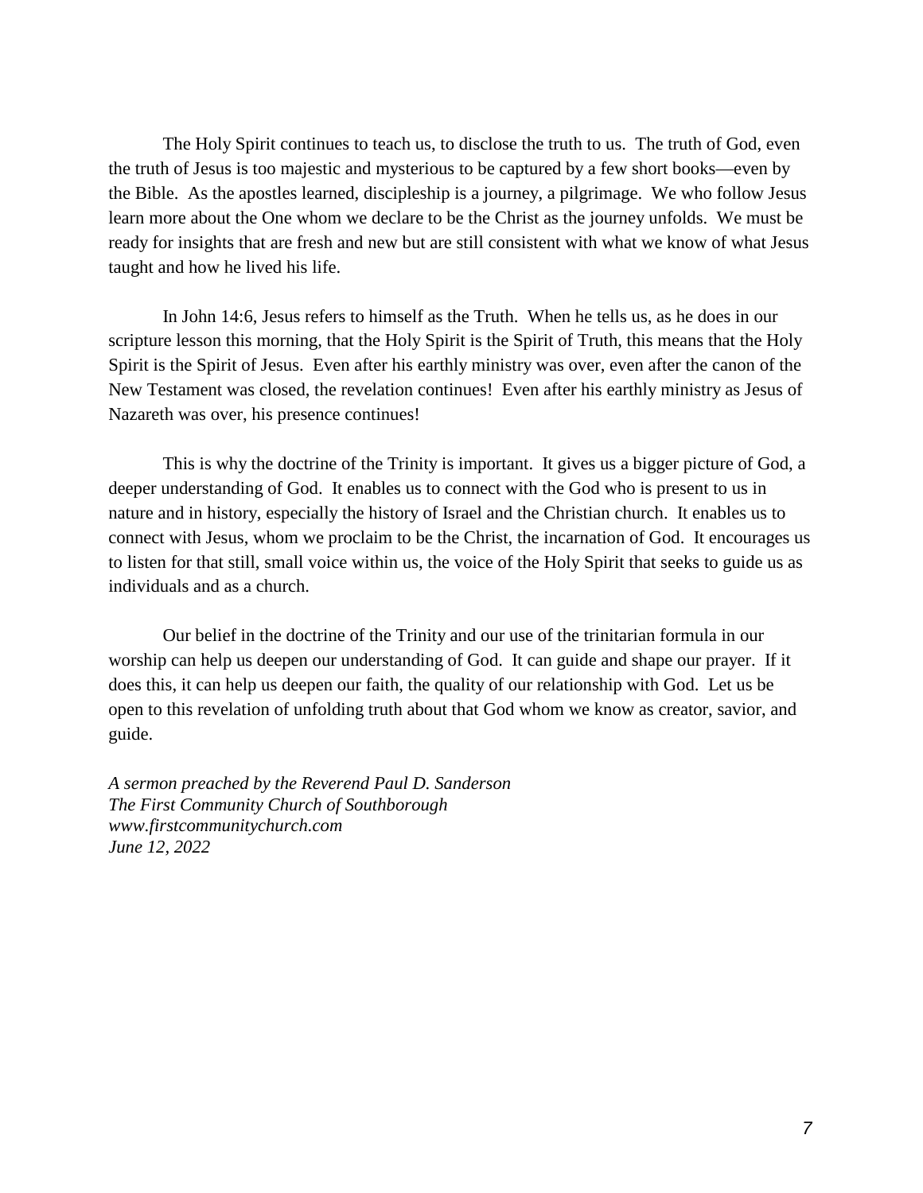The Holy Spirit continues to teach us, to disclose the truth to us. The truth of God, even the truth of Jesus is too majestic and mysterious to be captured by a few short books—even by the Bible. As the apostles learned, discipleship is a journey, a pilgrimage. We who follow Jesus learn more about the One whom we declare to be the Christ as the journey unfolds. We must be ready for insights that are fresh and new but are still consistent with what we know of what Jesus taught and how he lived his life.

In John 14:6, Jesus refers to himself as the Truth. When he tells us, as he does in our scripture lesson this morning, that the Holy Spirit is the Spirit of Truth, this means that the Holy Spirit is the Spirit of Jesus. Even after his earthly ministry was over, even after the canon of the New Testament was closed, the revelation continues! Even after his earthly ministry as Jesus of Nazareth was over, his presence continues!

This is why the doctrine of the Trinity is important. It gives us a bigger picture of God, a deeper understanding of God. It enables us to connect with the God who is present to us in nature and in history, especially the history of Israel and the Christian church. It enables us to connect with Jesus, whom we proclaim to be the Christ, the incarnation of God. It encourages us to listen for that still, small voice within us, the voice of the Holy Spirit that seeks to guide us as individuals and as a church.

Our belief in the doctrine of the Trinity and our use of the trinitarian formula in our worship can help us deepen our understanding of God. It can guide and shape our prayer. If it does this, it can help us deepen our faith, the quality of our relationship with God. Let us be open to this revelation of unfolding truth about that God whom we know as creator, savior, and guide.

*A sermon preached by the Reverend Paul D. Sanderson*
*The First Community Church of Southborough*
*www.firstcommunitychurch.com*
*June 12, 2022*